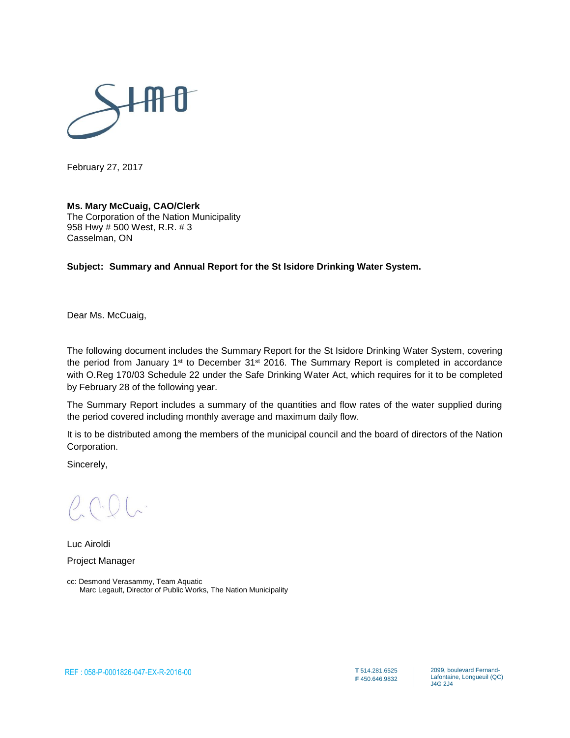February 27, 2017

**Ms. Mary McCuaig, CAO/Clerk**
The Corporation of the Nation Municipality
958 Hwy # 500 West, R.R. # 3
Casselman, ON

**Subject: Summary and Annual Report for the St Isidore Drinking Water System.**

Dear Ms. McCuaig,

The following document includes the Summary Report for the St Isidore Drinking Water System, covering the period from January 1st to December 31st 2016. The Summary Report is completed in accordance with O.Reg 170/03 Schedule 22 under the Safe Drinking Water Act, which requires for it to be completed by February 28 of the following year.

The Summary Report includes a summary of the quantities and flow rates of the water supplied during the period covered including monthly average and maximum daily flow.

It is to be distributed among the members of the municipal council and the board of directors of the Nation Corporation.

Sincerely,

Luc Airoldi

Project Manager

cc: Desmond Verasammy, Team Aquatic
Marc Legault, Director of Public Works, The Nation Municipality

REF : 058-P-0001826-047-EX-R-2016-00

**T** 514.281.6525
**F** 450.646.9832

2099, boulevard Fernand-Lafontaine, Longueuil (QC) J4G 2J4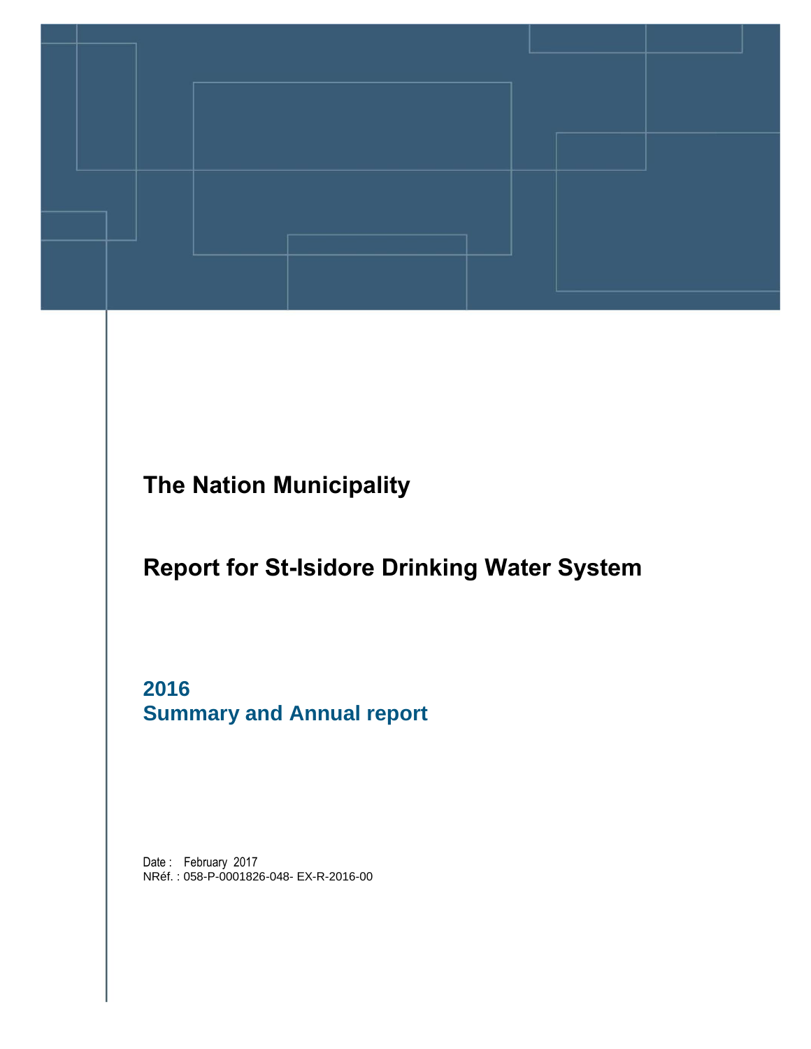# The Nation Municipality

# Report for St-Isidore Drinking Water System

## 2016
## Summary and Annual report

Date : February 2017
NRéf. : 058-P-0001826-048- EX-R-2016-00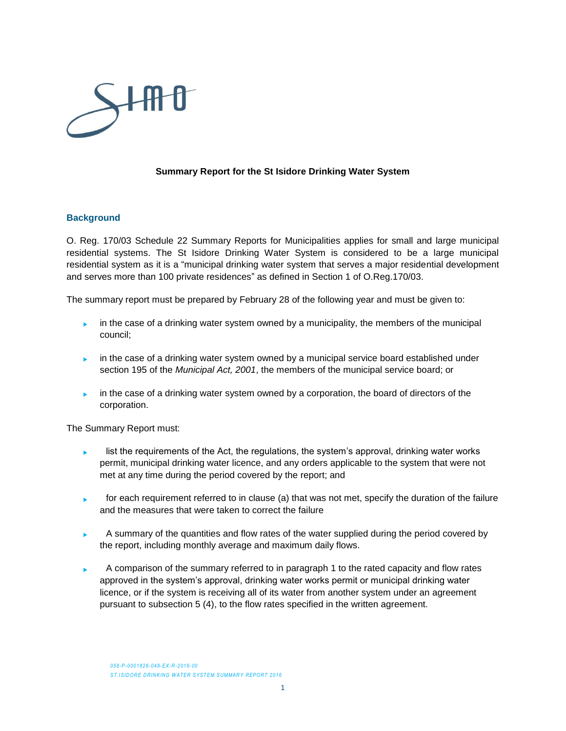**Summary Report for the St Isidore Drinking Water System**

## Background

O. Reg. 170/03 Schedule 22 Summary Reports for Municipalities applies for small and large municipal residential systems. The St Isidore Drinking Water System is considered to be a large municipal residential system as it is a "municipal drinking water system that serves a major residential development and serves more than 100 private residences" as defined in Section 1 of O.Reg.170/03.

The summary report must be prepared by February 28 of the following year and must be given to:

- in the case of a drinking water system owned by a municipality, the members of the municipal council;
- in the case of a drinking water system owned by a municipal service board established under section 195 of the *Municipal Act, 2001*, the members of the municipal service board; or
- in the case of a drinking water system owned by a corporation, the board of directors of the corporation.

The Summary Report must:

- list the requirements of the Act, the regulations, the system's approval, drinking water works permit, municipal drinking water licence, and any orders applicable to the system that were not met at any time during the period covered by the report; and
- for each requirement referred to in clause (a) that was not met, specify the duration of the failure and the measures that were taken to correct the failure
- A summary of the quantities and flow rates of the water supplied during the period covered by the report, including monthly average and maximum daily flows.
- A comparison of the summary referred to in paragraph 1 to the rated capacity and flow rates approved in the system's approval, drinking water works permit or municipal drinking water licence, or if the system is receiving all of its water from another system under an agreement pursuant to subsection 5 (4), to the flow rates specified in the written agreement.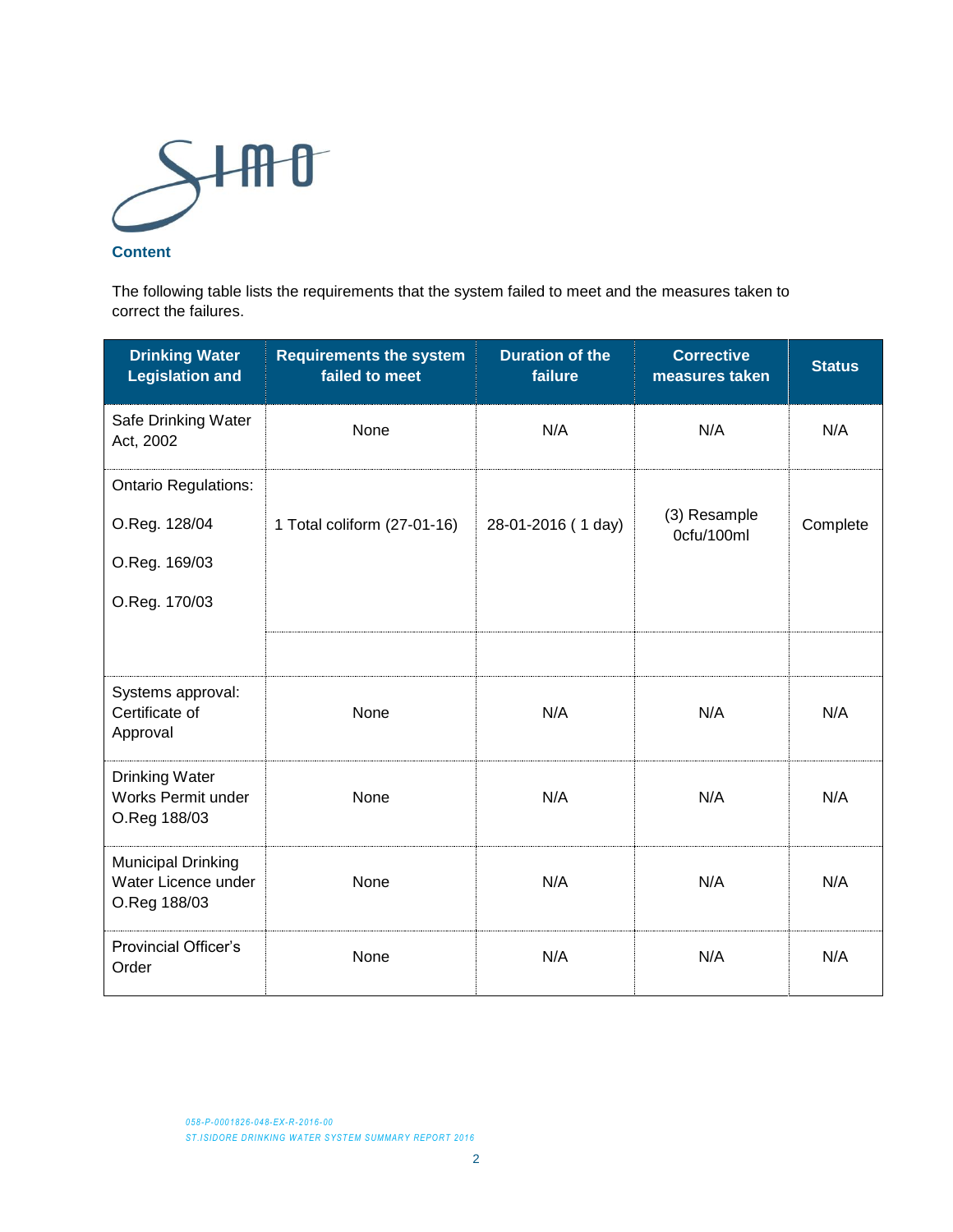## Content

The following table lists the requirements that the system failed to meet and the measures taken to correct the failures.

| Drinking Water Legislation and | Requirements the system failed to meet | Duration of the failure | Corrective measures taken | Status |
|---|---|---|---|---|
| Safe Drinking Water Act, 2002 | None | N/A | N/A | N/A |
| Ontario Regulations: O.Reg. 128/04 O.Reg. 169/03 O.Reg. 170/03 | 1 Total coliform (27-01-16) | 28-01-2016 ( 1 day) | (3) Resample 0cfu/100ml | Complete |
| | | | | |
| Systems approval: Certificate of Approval | None | N/A | N/A | N/A |
| Drinking Water Works Permit under O.Reg 188/03 | None | N/A | N/A | N/A |
| Municipal Drinking Water Licence under O.Reg 188/03 | None | N/A | N/A | N/A |
| Provincial Officer's Order | None | N/A | N/A | N/A |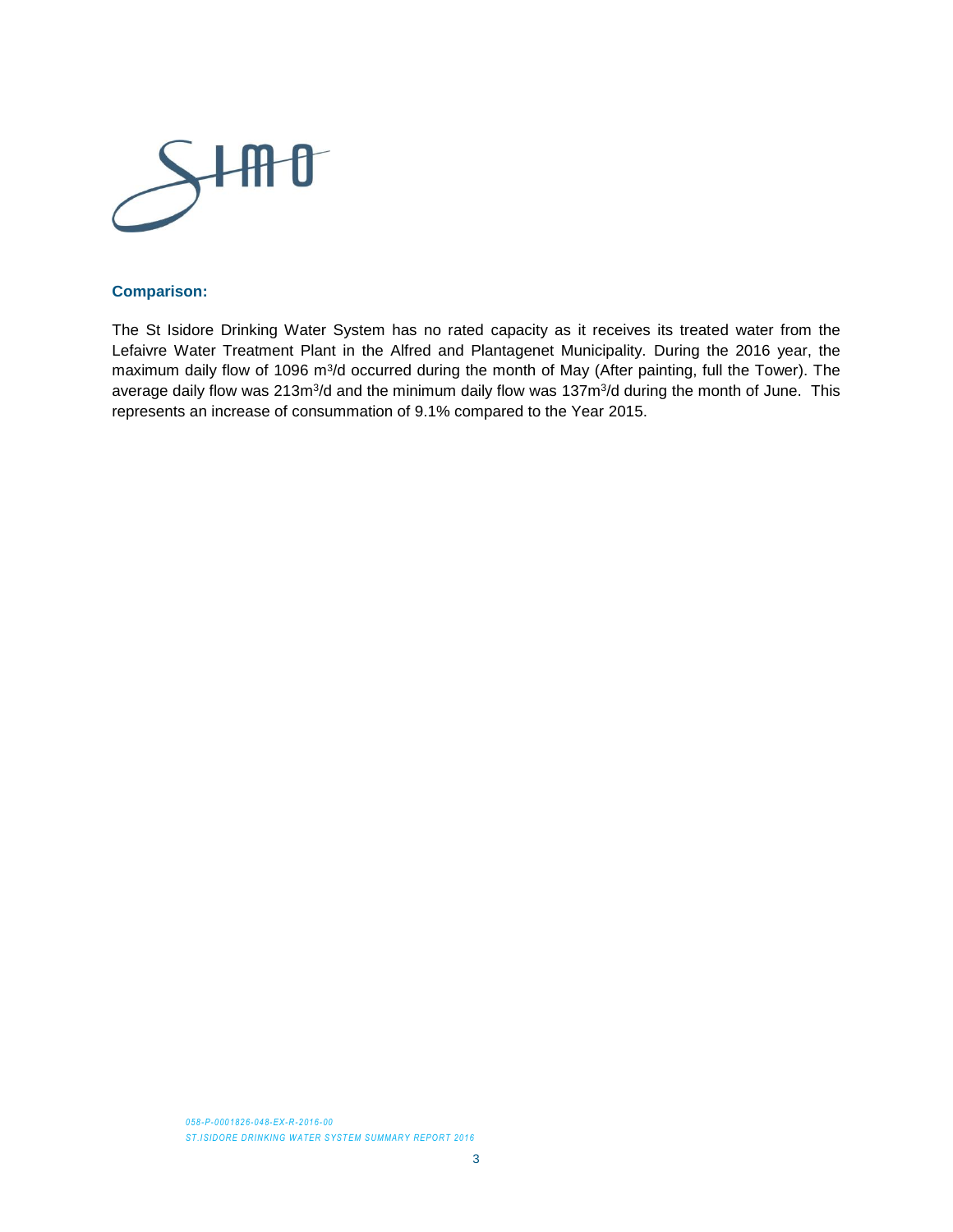### Comparison:

The St Isidore Drinking Water System has no rated capacity as it receives its treated water from the Lefaivre Water Treatment Plant in the Alfred and Plantagenet Municipality. During the 2016 year, the maximum daily flow of 1096 $m^3/d$ occurred during the month of May (After painting, full the Tower). The average daily flow was 213$m^3/d$ and the minimum daily flow was 137$m^3/d$ during the month of June. This represents an increase of consummation of 9.1% compared to the Year 2015.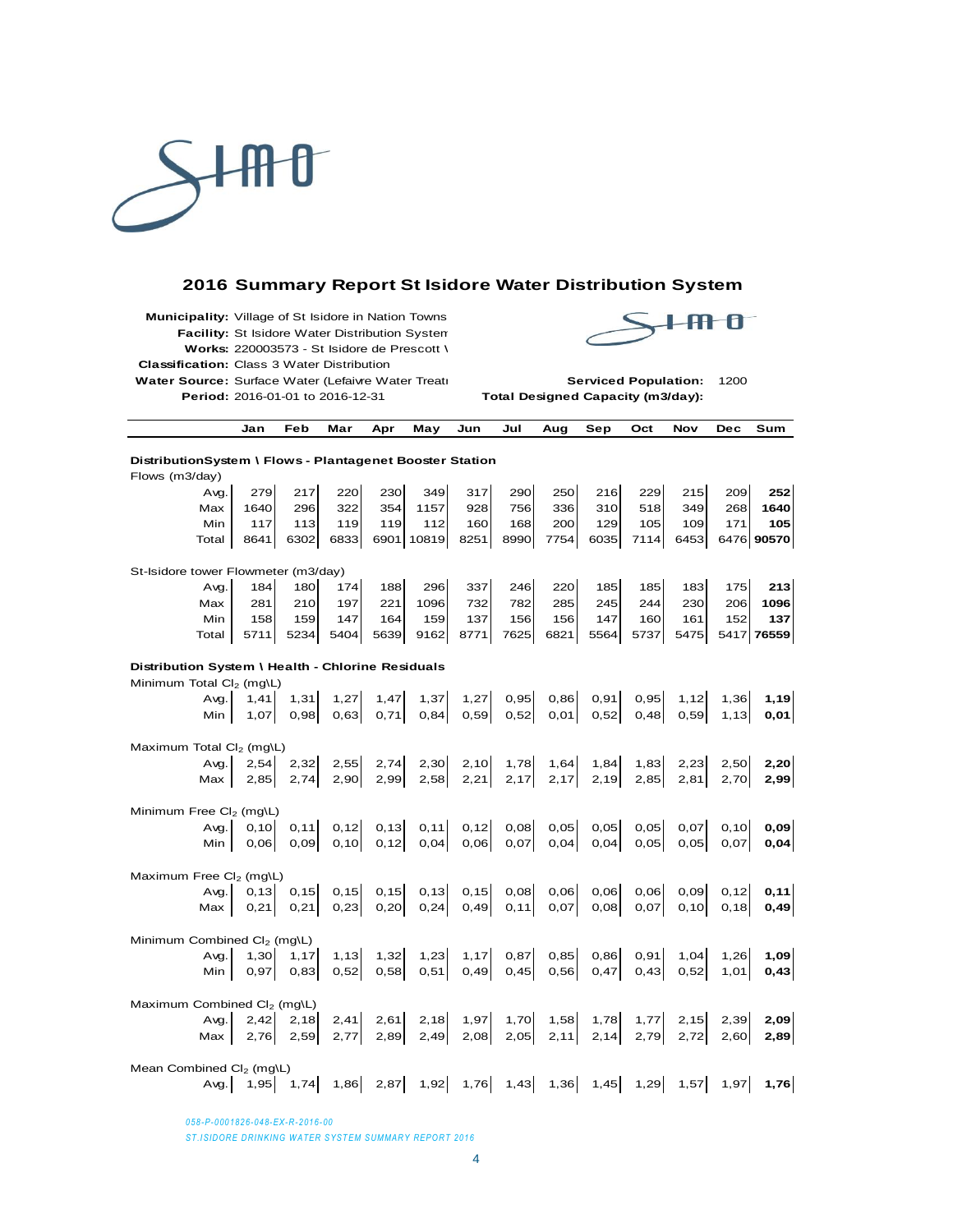## 2016 Summary Report St Isidore Water Distribution System

**Municipality:** Village of St Isidore in Nation Towns
**Facility:** St Isidore Water Distribution Systen
**Works:** 220003573 - St Isidore de Prescott \
**Classification:** Class 3 Water Distribution
**Water Source:** Surface Water (Lefaivre Water Treat
**Period:** 2016-01-01 to 2016-12-31

**Serviced Population:** 1200
**Total Designed Capacity (m3/day):**

| | Jan | Feb | Mar | Apr | May | Jun | Jul | Aug | Sep | Oct | Nov | Dec | Sum |
|---|---|---|---|---|---|---|---|---|---|---|---|---|---|
| **DistributionSystem \ Flows - Plantagenet Booster Station** | | | | | | | | | | | | | |
| Flows (m3/day) | | | | | | | | | | | | | |
| Avg. | 279 | 217 | 220 | 230 | 349 | 317 | 290 | 250 | 216 | 229 | 215 | 209 | **252** |
| Max | 1640 | 296 | 322 | 354 | 1157 | 928 | 756 | 336 | 310 | 518 | 349 | 268 | **1640** |
| Min | 117 | 113 | 119 | 119 | 112 | 160 | 168 | 200 | 129 | 105 | 109 | 171 | **105** |
| Total | 8641 | 6302 | 6833 | 6901 | 10819 | 8251 | 8990 | 7754 | 6035 | 7114 | 6453 | 6476 | **90570** |
| St-Isidore tower Flowmeter (m3/day) | | | | | | | | | | | | | |
| Avg. | 184 | 180 | 174 | 188 | 296 | 337 | 246 | 220 | 185 | 185 | 183 | 175 | **213** |
| Max | 281 | 210 | 197 | 221 | 1096 | 732 | 782 | 285 | 245 | 244 | 230 | 206 | **1096** |
| Min | 158 | 159 | 147 | 164 | 159 | 137 | 156 | 156 | 147 | 160 | 161 | 152 | **137** |
| Total | 5711 | 5234 | 5404 | 5639 | 9162 | 8771 | 7625 | 6821 | 5564 | 5737 | 5475 | 5417 | **76559** |
| **Distribution System \ Health - Chlorine Residuals** | | | | | | | | | | | | | |
| Minimum Total $Cl_2$ (mg\L) | | | | | | | | | | | | | |
| Avg. | 1,41 | 1,31 | 1,27 | 1,47 | 1,37 | 1,27 | 0,95 | 0,86 | 0,91 | 0,95 | 1,12 | 1,36 | **1,19** |
| Min | 1,07 | 0,98 | 0,63 | 0,71 | 0,84 | 0,59 | 0,52 | 0,01 | 0,52 | 0,48 | 0,59 | 1,13 | **0,01** |
| Maximum Total $Cl_2$ (mg\L) | | | | | | | | | | | | | |
| Avg. | 2,54 | 2,32 | 2,55 | 2,74 | 2,30 | 2,10 | 1,78 | 1,64 | 1,84 | 1,83 | 2,23 | 2,50 | **2,20** |
| Max | 2,85 | 2,74 | 2,90 | 2,99 | 2,58 | 2,21 | 2,17 | 2,17 | 2,19 | 2,85 | 2,81 | 2,70 | **2,99** |
| Minimum Free $Cl_2$ (mg\L) | | | | | | | | | | | | | |
| Avg. | 0,10 | 0,11 | 0,12 | 0,13 | 0,11 | 0,12 | 0,08 | 0,05 | 0,05 | 0,05 | 0,07 | 0,10 | **0,09** |
| Min | 0,06 | 0,09 | 0,10 | 0,12 | 0,04 | 0,06 | 0,07 | 0,04 | 0,04 | 0,05 | 0,05 | 0,07 | **0,04** |
| Maximum Free $Cl_2$ (mg\L) | | | | | | | | | | | | | |
| Avg. | 0,13 | 0,15 | 0,15 | 0,15 | 0,13 | 0,15 | 0,08 | 0,06 | 0,06 | 0,06 | 0,09 | 0,12 | **0,11** |
| Max | 0,21 | 0,21 | 0,23 | 0,20 | 0,24 | 0,49 | 0,11 | 0,07 | 0,08 | 0,07 | 0,10 | 0,18 | **0,49** |
| Minimum Combined $Cl_2$ (mg\L) | | | | | | | | | | | | | |
| Avg. | 1,30 | 1,17 | 1,13 | 1,32 | 1,23 | 1,17 | 0,87 | 0,85 | 0,86 | 0,91 | 1,04 | 1,26 | **1,09** |
| Min | 0,97 | 0,83 | 0,52 | 0,58 | 0,51 | 0,49 | 0,45 | 0,56 | 0,47 | 0,43 | 0,52 | 1,01 | **0,43** |
| Maximum Combined $Cl_2$ (mg\L) | | | | | | | | | | | | | |
| Avg. | 2,42 | 2,18 | 2,41 | 2,61 | 2,18 | 1,97 | 1,70 | 1,58 | 1,78 | 1,77 | 2,15 | 2,39 | **2,09** |
| Max | 2,76 | 2,59 | 2,77 | 2,89 | 2,49 | 2,08 | 2,05 | 2,11 | 2,14 | 2,79 | 2,72 | 2,60 | **2,89** |
| Mean Combined $Cl_2$ (mg\L) | | | | | | | | | | | | | |
| Avg. | 1,95 | 1,74 | 1,86 | 2,87 | 1,92 | 1,76 | 1,43 | 1,36 | 1,45 | 1,29 | 1,57 | 1,97 | **1,76** |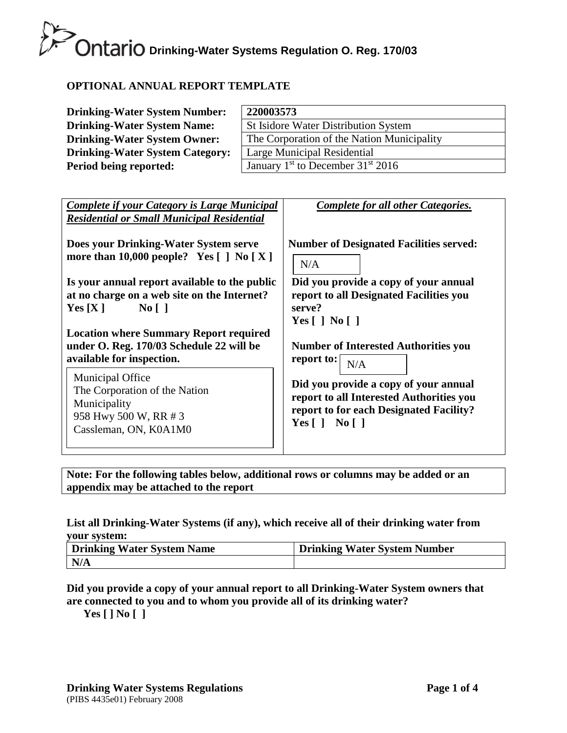# Drinking-Water Systems Regulation O. Reg. 170/03

## OPTIONAL ANNUAL REPORT TEMPLATE

| | |
|---|---|
| **Drinking-Water System Number:** | **220003573** |
| **Drinking-Water System Name:** | St Isidore Water Distribution System |
| **Drinking-Water System Owner:** | The Corporation of the Nation Municipality |
| **Drinking-Water System Category:** | Large Municipal Residential |
| **Period being reported:** | January 1st to December 31st 2016 |

***Complete if your Category is Large Municipal Residential or Small Municipal Residential***

**Does your Drinking-Water System serve more than 10,000 people? Yes [ ] No [ X ]**

**Is your annual report available to the public at no charge on a web site on the Internet?**
**Yes [X ] No [ ]**

**Location where Summary Report required under O. Reg. 170/03 Schedule 22 will be available for inspection.**

Municipal Office
The Corporation of the Nation Municipality
958 Hwy 500 W, RR # 3
Cassleman, ON, K0A1M0

***Complete for all other Categories.***

**Number of Designated Facilities served:** N/A

**Did you provide a copy of your annual report to all Designated Facilities you serve?**
**Yes [ ] No [ ]**

**Number of Interested Authorities you report to:** N/A

**Did you provide a copy of your annual report to all Interested Authorities you report to for each Designated Facility?**
**Yes [ ] No [ ]**

**Note: For the following tables below, additional rows or columns may be added or an appendix may be attached to the report**

**List all Drinking-Water Systems (if any), which receive all of their drinking water from your system:**

| Drinking Water System Name | Drinking Water System Number |
|---|---|
| **N/A** | |

**Did you provide a copy of your annual report to all Drinking-Water System owners that are connected to you and to whom you provide all of its drinking water?**
**Yes [ ] No [ ]**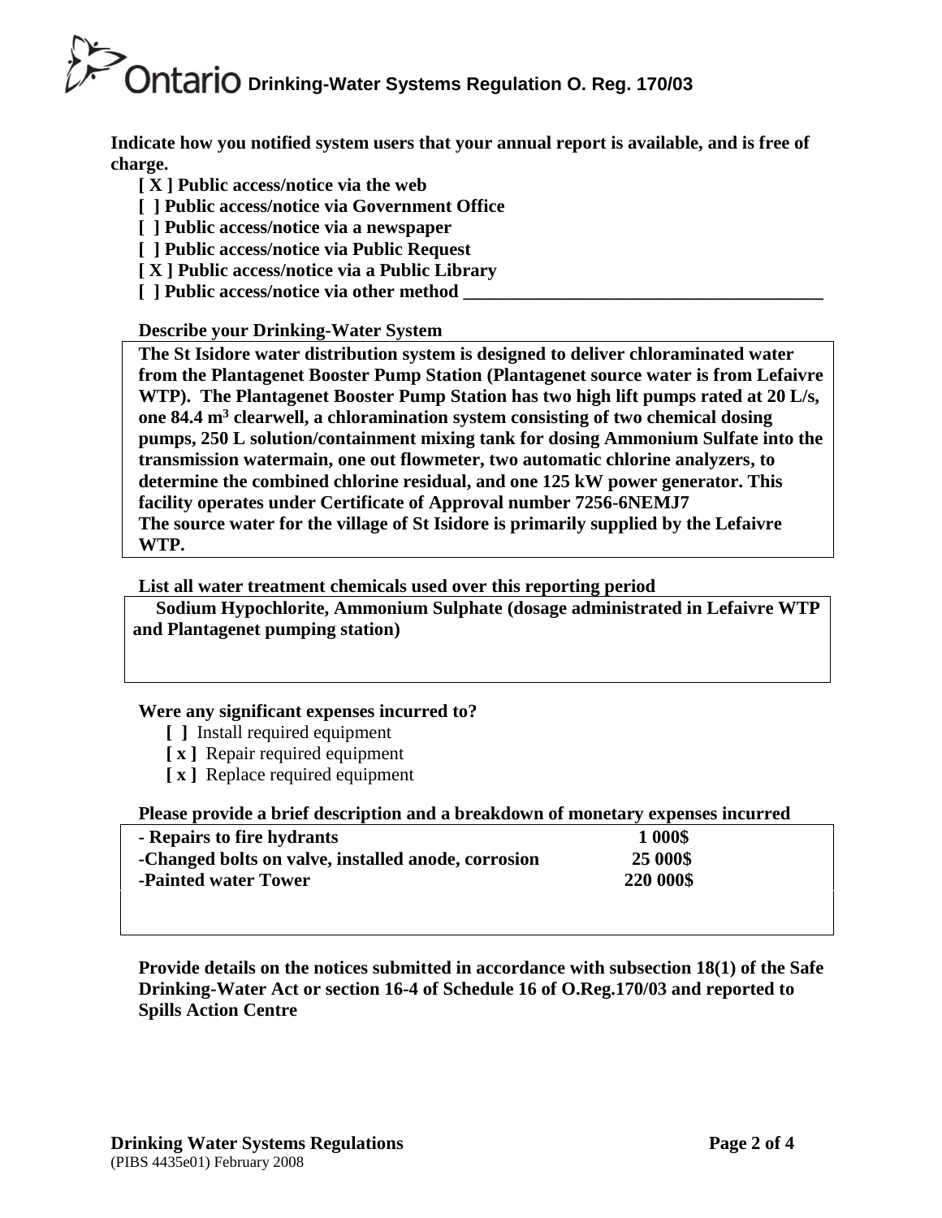**Indicate how you notified system users that your annual report is available, and is free of charge.**

**[ X ] Public access/notice via the web**
**[ ] Public access/notice via Government Office**
**[ ] Public access/notice via a newspaper**
**[ ] Public access/notice via Public Request**
**[ X ] Public access/notice via a Public Library**
**[ ] Public access/notice via other method ________________________________________**

**Describe your Drinking-Water System**

**The St Isidore water distribution system is designed to deliver chloraminated water from the Plantagenet Booster Pump Station (Plantagenet source water is from Lefaivre WTP). The Plantagenet Booster Pump Station has two high lift pumps rated at 20 L/s, one 84.4 m$^3$ clearwell, a chloramination system consisting of two chemical dosing pumps, 250 L solution/containment mixing tank for dosing Ammonium Sulfate into the transmission watermain, one out flowmeter, two automatic chlorine analyzers, to determine the combined chlorine residual, and one 125 kW power generator. This facility operates under Certificate of Approval number 7256-6NEMJ7**
**The source water for the village of St Isidore is primarily supplied by the Lefaivre WTP.**

**List all water treatment chemicals used over this reporting period**

**Sodium Hypochlorite, Ammonium Sulphate (dosage administrated in Lefaivre WTP and Plantagenet pumping station)**

**Were any significant expenses incurred to?**

**[ ]** Install required equipment
**[ x ]** Repair required equipment
**[ x ]** Replace required equipment

**Please provide a brief description and a breakdown of monetary expenses incurred**

| | |
|---|---|
| **- Repairs to fire hydrants** | **1 000$** |
| **-Changed bolts on valve, installed anode, corrosion** | **25 000$** |
| **-Painted water Tower** | **220 000$** |

**Provide details on the notices submitted in accordance with subsection 18(1) of the Safe Drinking-Water Act or section 16-4 of Schedule 16 of O.Reg.170/03 and reported to Spills Action Centre**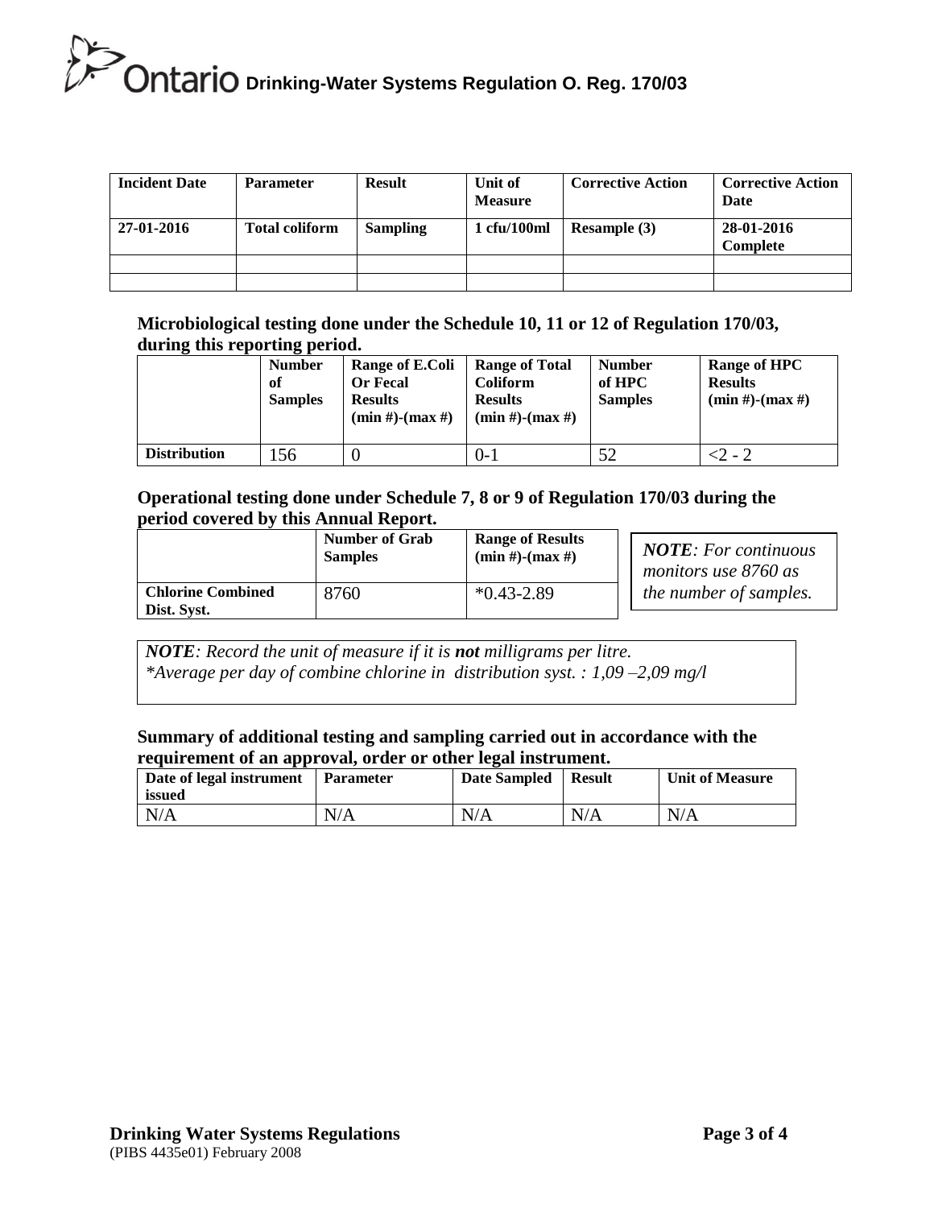| Incident Date | Parameter | Result | Unit of Measure | Corrective Action | Corrective Action Date |
|---|---|---|---|---|---|
| 27-01-2016 | Total coliform | Sampling | 1 cfu/100ml | Resample (3) | 28-01-2016 Complete |
| | | | | | |
| | | | | | |

**Microbiological testing done under the Schedule 10, 11 or 12 of Regulation 170/03, during this reporting period.**

| | Number of Samples | Range of E.Coli Or Fecal Results (min #)-(max #) | Range of Total Coliform Results (min #)-(max #) | Number of HPC Samples | Range of HPC Results (min #)-(max #) |
|---|---|---|---|---|---|
| **Distribution** | 156 | 0 | 0-1 | 52 | <2 - 2 |

**Operational testing done under Schedule 7, 8 or 9 of Regulation 170/03 during the period covered by this Annual Report.**

| | Number of Grab Samples | Range of Results (min #)-(max #) |
|---|---|---|
| **Chlorine Combined Dist. Syst.** | 8760 | *0.43-2.89 |

***NOTE****: For continuous monitors use 8760 as the number of samples.*

***NOTE****: Record the unit of measure if it is* ***not*** *milligrams per litre.*
**Average per day of combine chlorine in distribution syst. : 1,09 –2,09 mg/l*

**Summary of additional testing and sampling carried out in accordance with the requirement of an approval, order or other legal instrument.**

| Date of legal instrument issued | Parameter | Date Sampled | Result | Unit of Measure |
|---|---|---|---|---|
| N/A | N/A | N/A | N/A | N/A |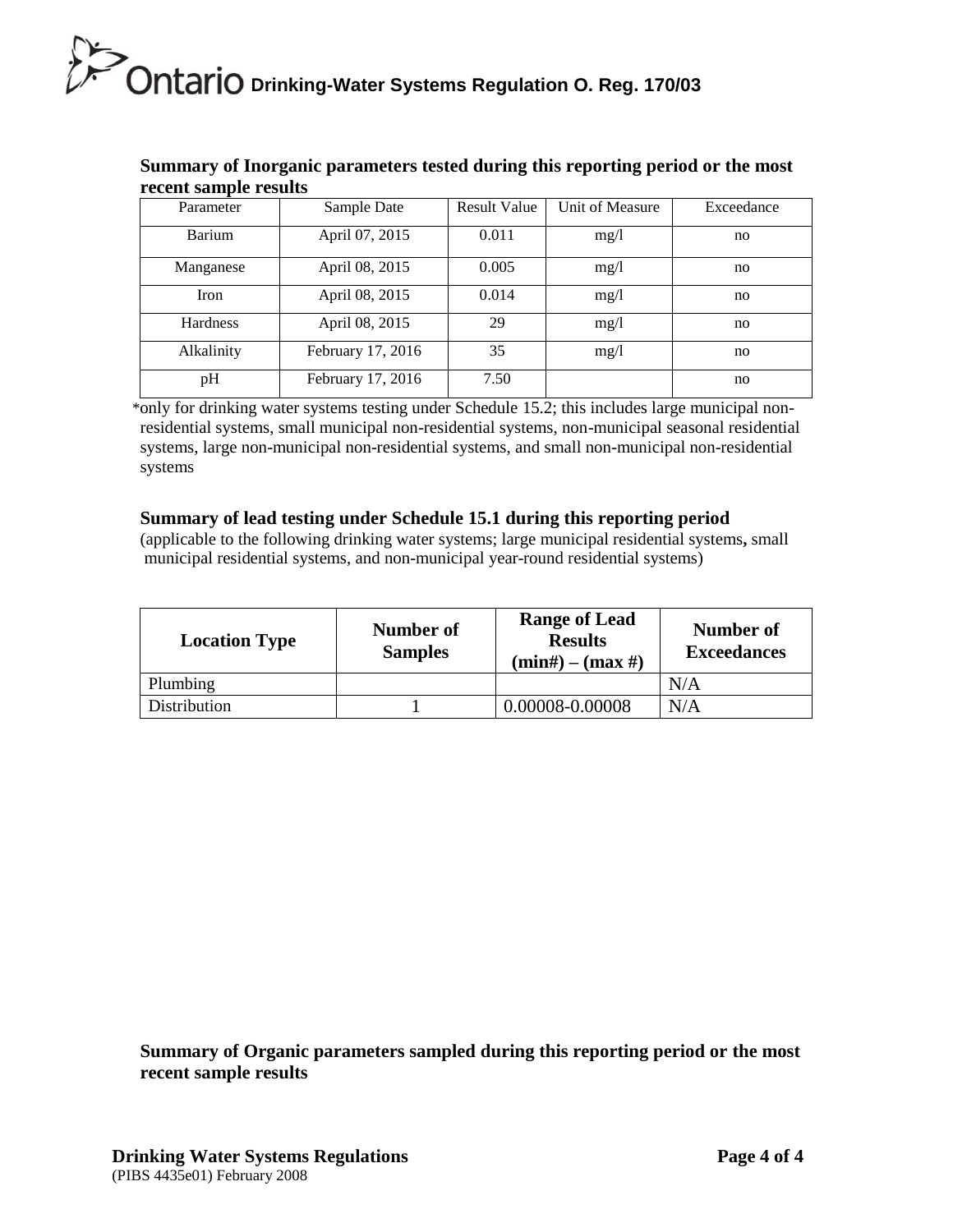**Summary of Inorganic parameters tested during this reporting period or the most recent sample results**

| Parameter | Sample Date | Result Value | Unit of Measure | Exceedance |
|---|---|---|---|---|
| Barium | April 07, 2015 | 0.011 | mg/l | no |
| Manganese | April 08, 2015 | 0.005 | mg/l | no |
| Iron | April 08, 2015 | 0.014 | mg/l | no |
| Hardness | April 08, 2015 | 29 | mg/l | no |
| Alkalinity | February 17, 2016 | 35 | mg/l | no |
| pH | February 17, 2016 | 7.50 | | no |

*only for drinking water systems testing under Schedule 15.2; this includes large municipal non-residential systems, small municipal non-residential systems, non-municipal seasonal residential systems, large non-municipal non-residential systems, and small non-municipal non-residential systems

**Summary of lead testing under Schedule 15.1 during this reporting period**

(applicable to the following drinking water systems; large municipal residential systems**,** small municipal residential systems, and non-municipal year-round residential systems)

| Location Type | Number of Samples | Range of Lead Results (min#) – (max #) | Number of Exceedances |
|---|---|---|---|
| Plumbing | | | N/A |
| Distribution | 1 | 0.00008-0.00008 | N/A |

**Summary of Organic parameters sampled during this reporting period or the most recent sample results**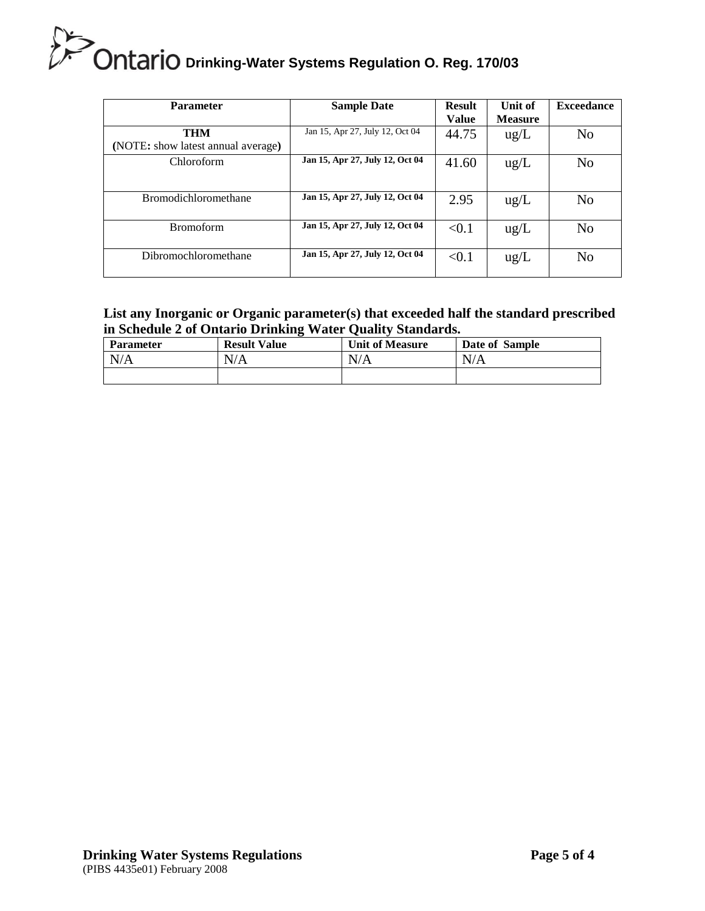| Parameter | Sample Date | Result Value | Unit of Measure | Exceedance |
|---|---|---|---|---|
| **THM** **(**NOTE**:** show latest annual average**)** | Jan 15, Apr 27, July 12, Oct 04 | 44.75 | ug/L | No |
| Chloroform | **Jan 15, Apr 27, July 12, Oct 04** | 41.60 | ug/L | No |
| Bromodichloromethane | **Jan 15, Apr 27, July 12, Oct 04** | 2.95 | ug/L | No |
| Bromoform | **Jan 15, Apr 27, July 12, Oct 04** | <0.1 | ug/L | No |
| Dibromochloromethane | **Jan 15, Apr 27, July 12, Oct 04** | <0.1 | ug/L | No |

**List any Inorganic or Organic parameter(s) that exceeded half the standard prescribed in Schedule 2 of Ontario Drinking Water Quality Standards.**

| Parameter | Result Value | Unit of Measure | Date of Sample |
|---|---|---|---|
| N/A | N/A | N/A | N/A |
| | | | |